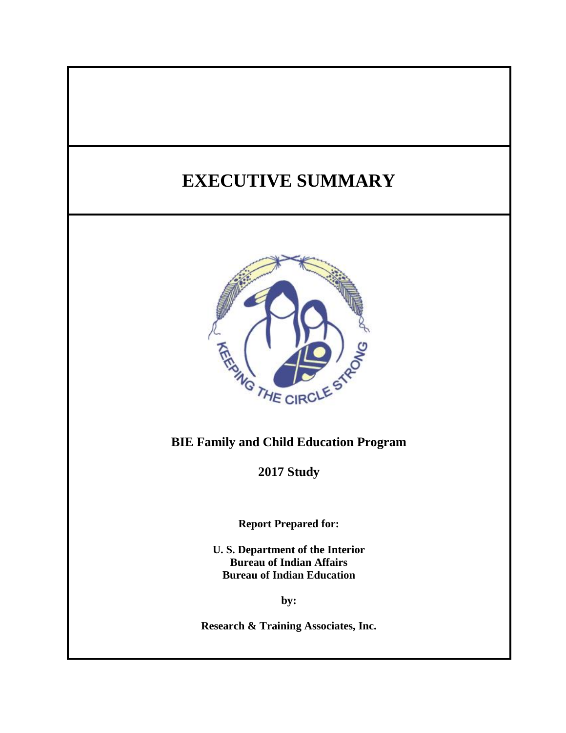# EXECUTIVE SUMMARY

**BIE Family and Child Education Program**

**2017 Study**

**Report Prepared for:**

**U. S. Department of the Interior**
**Bureau of Indian Affairs**
**Bureau of Indian Education**

**by:**

**Research & Training Associates, Inc.**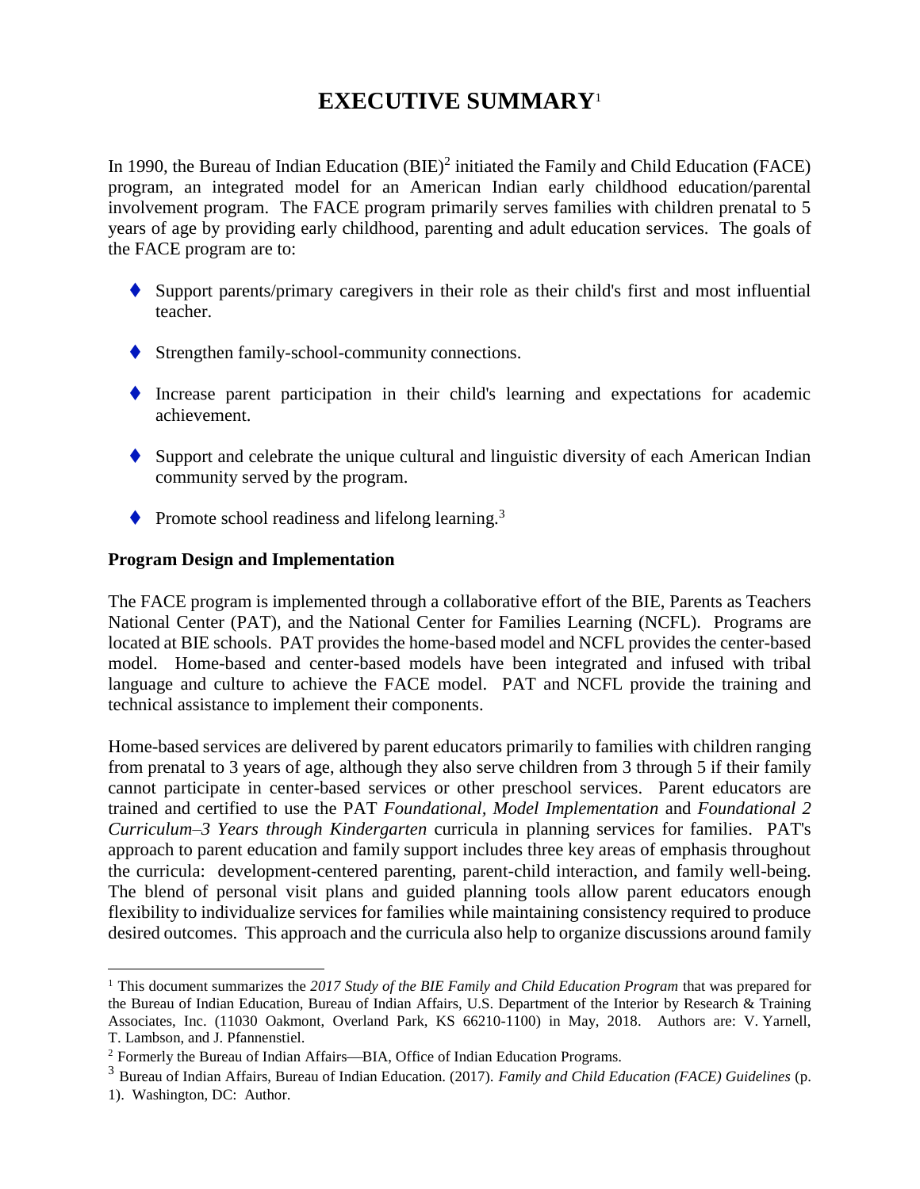# EXECUTIVE SUMMARY[1]

In 1990, the Bureau of Indian Education (BIE)[2] initiated the Family and Child Education (FACE) program, an integrated model for an American Indian early childhood education/parental involvement program. The FACE program primarily serves families with children prenatal to 5 years of age by providing early childhood, parenting and adult education services. The goals of the FACE program are to:

- Support parents/primary caregivers in their role as their child's first and most influential teacher.
- Strengthen family-school-community connections.
- Increase parent participation in their child's learning and expectations for academic achievement.
- Support and celebrate the unique cultural and linguistic diversity of each American Indian community served by the program.
- Promote school readiness and lifelong learning.[3]

**Program Design and Implementation**

The FACE program is implemented through a collaborative effort of the BIE, Parents as Teachers National Center (PAT), and the National Center for Families Learning (NCFL). Programs are located at BIE schools. PAT provides the home-based model and NCFL provides the center-based model. Home-based and center-based models have been integrated and infused with tribal language and culture to achieve the FACE model. PAT and NCFL provide the training and technical assistance to implement their components.

Home-based services are delivered by parent educators primarily to families with children ranging from prenatal to 3 years of age, although they also serve children from 3 through 5 if their family cannot participate in center-based services or other preschool services. Parent educators are trained and certified to use the PAT *Foundational, Model Implementation* and *Foundational 2 Curriculum–3 Years through Kindergarten* curricula in planning services for families. PAT's approach to parent education and family support includes three key areas of emphasis throughout the curricula: development-centered parenting, parent-child interaction, and family well-being. The blend of personal visit plans and guided planning tools allow parent educators enough flexibility to individualize services for families while maintaining consistency required to produce desired outcomes. This approach and the curricula also help to organize discussions around family

---

[1] This document summarizes the *2017 Study of the BIE Family and Child Education Program* that was prepared for the Bureau of Indian Education, Bureau of Indian Affairs, U.S. Department of the Interior by Research & Training Associates, Inc. (11030 Oakmont, Overland Park, KS 66210-1100) in May, 2018. Authors are: V. Yarnell, T. Lambson, and J. Pfannenstiel.

[2] Formerly the Bureau of Indian Affairs—BIA, Office of Indian Education Programs.

[3] Bureau of Indian Affairs, Bureau of Indian Education. (2017). *Family and Child Education (FACE) Guidelines* (p. 1). Washington, DC: Author.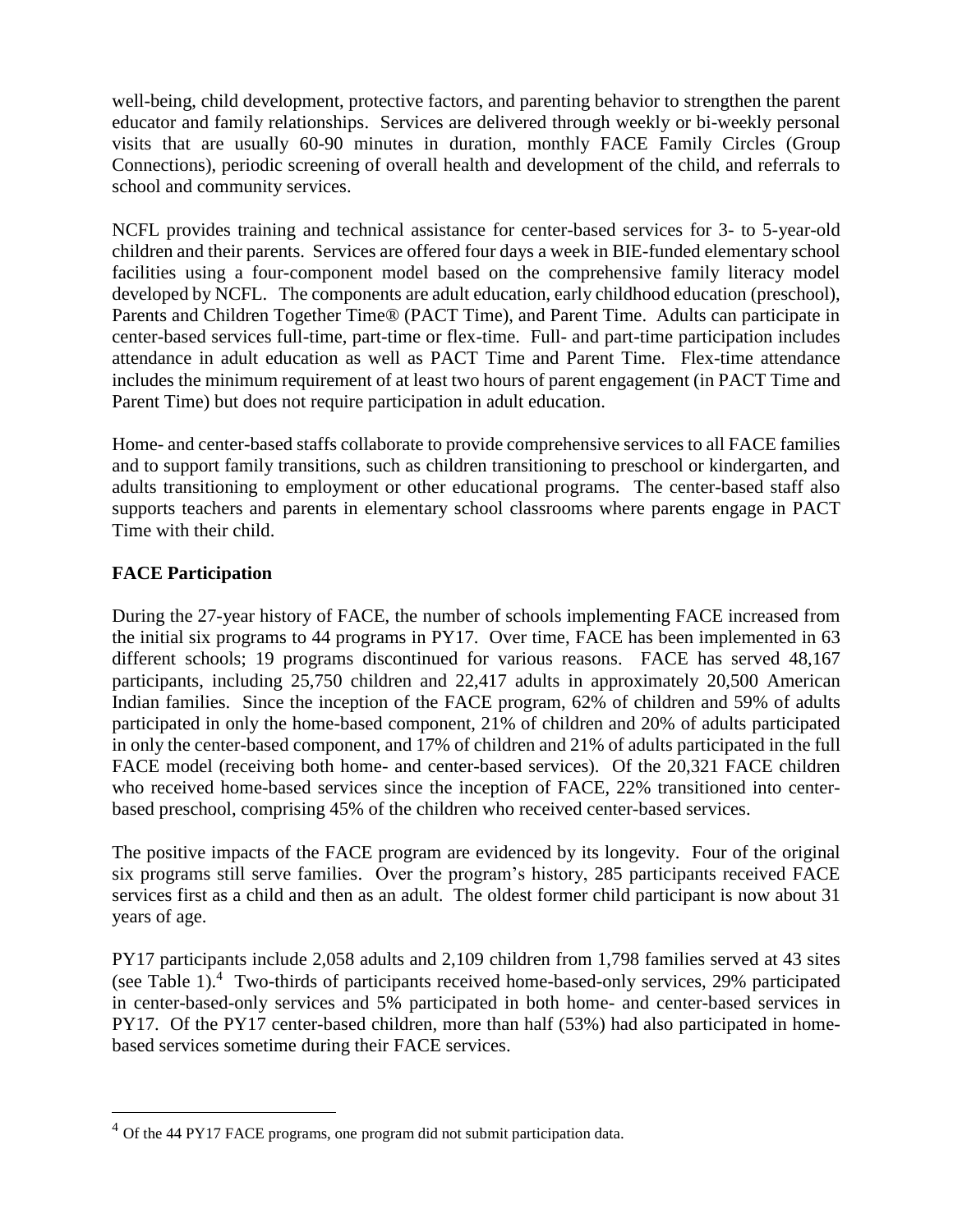well-being, child development, protective factors, and parenting behavior to strengthen the parent educator and family relationships. Services are delivered through weekly or bi-weekly personal visits that are usually 60-90 minutes in duration, monthly FACE Family Circles (Group Connections), periodic screening of overall health and development of the child, and referrals to school and community services.

NCFL provides training and technical assistance for center-based services for 3- to 5-year-old children and their parents. Services are offered four days a week in BIE-funded elementary school facilities using a four-component model based on the comprehensive family literacy model developed by NCFL. The components are adult education, early childhood education (preschool), Parents and Children Together Time® (PACT Time), and Parent Time. Adults can participate in center-based services full-time, part-time or flex-time. Full- and part-time participation includes attendance in adult education as well as PACT Time and Parent Time. Flex-time attendance includes the minimum requirement of at least two hours of parent engagement (in PACT Time and Parent Time) but does not require participation in adult education.

Home- and center-based staffs collaborate to provide comprehensive services to all FACE families and to support family transitions, such as children transitioning to preschool or kindergarten, and adults transitioning to employment or other educational programs. The center-based staff also supports teachers and parents in elementary school classrooms where parents engage in PACT Time with their child.

**FACE Participation**

During the 27-year history of FACE, the number of schools implementing FACE increased from the initial six programs to 44 programs in PY17. Over time, FACE has been implemented in 63 different schools; 19 programs discontinued for various reasons. FACE has served 48,167 participants, including 25,750 children and 22,417 adults in approximately 20,500 American Indian families. Since the inception of the FACE program, 62% of children and 59% of adults participated in only the home-based component, 21% of children and 20% of adults participated in only the center-based component, and 17% of children and 21% of adults participated in the full FACE model (receiving both home- and center-based services). Of the 20,321 FACE children who received home-based services since the inception of FACE, 22% transitioned into center-based preschool, comprising 45% of the children who received center-based services.

The positive impacts of the FACE program are evidenced by its longevity. Four of the original six programs still serve families. Over the program's history, 285 participants received FACE services first as a child and then as an adult. The oldest former child participant is now about 31 years of age.

PY17 participants include 2,058 adults and 2,109 children from 1,798 families served at 43 sites (see Table 1).[4] Two-thirds of participants received home-based-only services, 29% participated in center-based-only services and 5% participated in both home- and center-based services in PY17. Of the PY17 center-based children, more than half (53%) had also participated in home-based services sometime during their FACE services.

[4] Of the 44 PY17 FACE programs, one program did not submit participation data.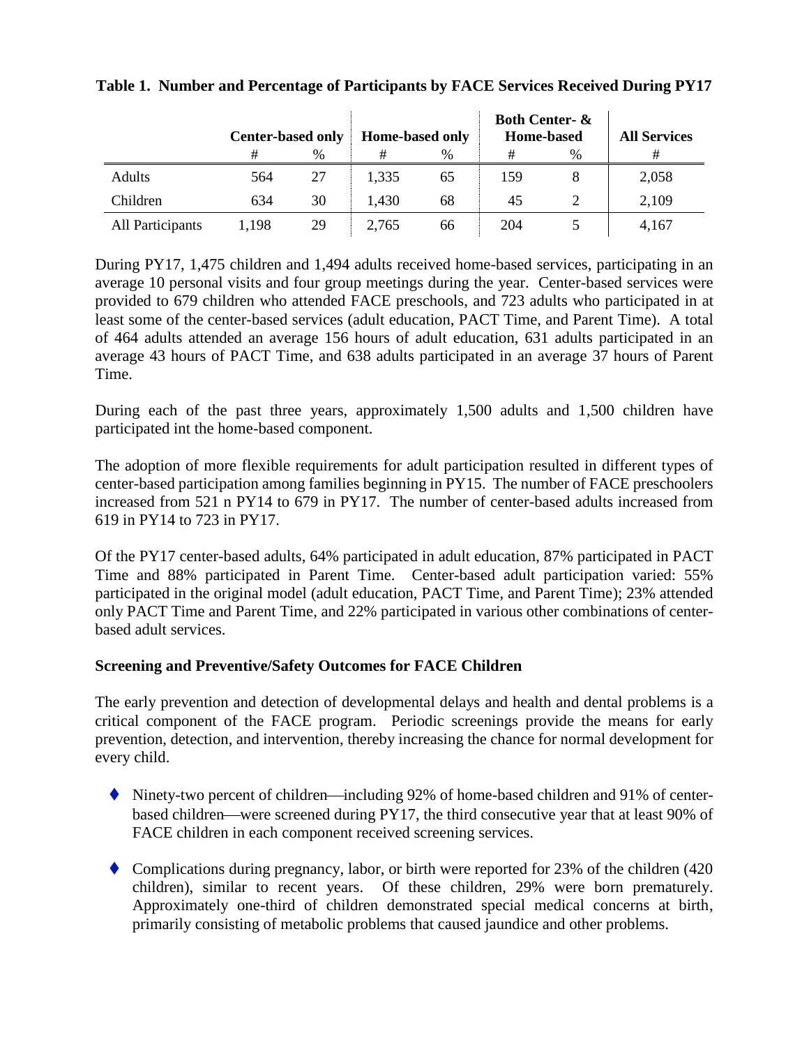**Table 1. Number and Percentage of Participants by FACE Services Received During PY17**

| | Center-based only | | Home-based only | | Both Center- & Home-based | | All Services |
|---|---|---|---|---|---|---|---|
| | # | % | # | % | # | % | # |
| Adults | 564 | 27 | 1,335 | 65 | 159 | 8 | 2,058 |
| Children | 634 | 30 | 1,430 | 68 | 45 | 2 | 2,109 |
| All Participants | 1,198 | 29 | 2,765 | 66 | 204 | 5 | 4,167 |

During PY17, 1,475 children and 1,494 adults received home-based services, participating in an average 10 personal visits and four group meetings during the year. Center-based services were provided to 679 children who attended FACE preschools, and 723 adults who participated in at least some of the center-based services (adult education, PACT Time, and Parent Time). A total of 464 adults attended an average 156 hours of adult education, 631 adults participated in an average 43 hours of PACT Time, and 638 adults participated in an average 37 hours of Parent Time.

During each of the past three years, approximately 1,500 adults and 1,500 children have participated int the home-based component.

The adoption of more flexible requirements for adult participation resulted in different types of center-based participation among families beginning in PY15. The number of FACE preschoolers increased from 521 n PY14 to 679 in PY17. The number of center-based adults increased from 619 in PY14 to 723 in PY17.

Of the PY17 center-based adults, 64% participated in adult education, 87% participated in PACT Time and 88% participated in Parent Time. Center-based adult participation varied: 55% participated in the original model (adult education, PACT Time, and Parent Time); 23% attended only PACT Time and Parent Time, and 22% participated in various other combinations of center-based adult services.

**Screening and Preventive/Safety Outcomes for FACE Children**

The early prevention and detection of developmental delays and health and dental problems is a critical component of the FACE program. Periodic screenings provide the means for early prevention, detection, and intervention, thereby increasing the chance for normal development for every child.

- Ninety-two percent of children—including 92% of home-based children and 91% of center-based children—were screened during PY17, the third consecutive year that at least 90% of FACE children in each component received screening services.

- Complications during pregnancy, labor, or birth were reported for 23% of the children (420 children), similar to recent years. Of these children, 29% were born prematurely. Approximately one-third of children demonstrated special medical concerns at birth, primarily consisting of metabolic problems that caused jaundice and other problems.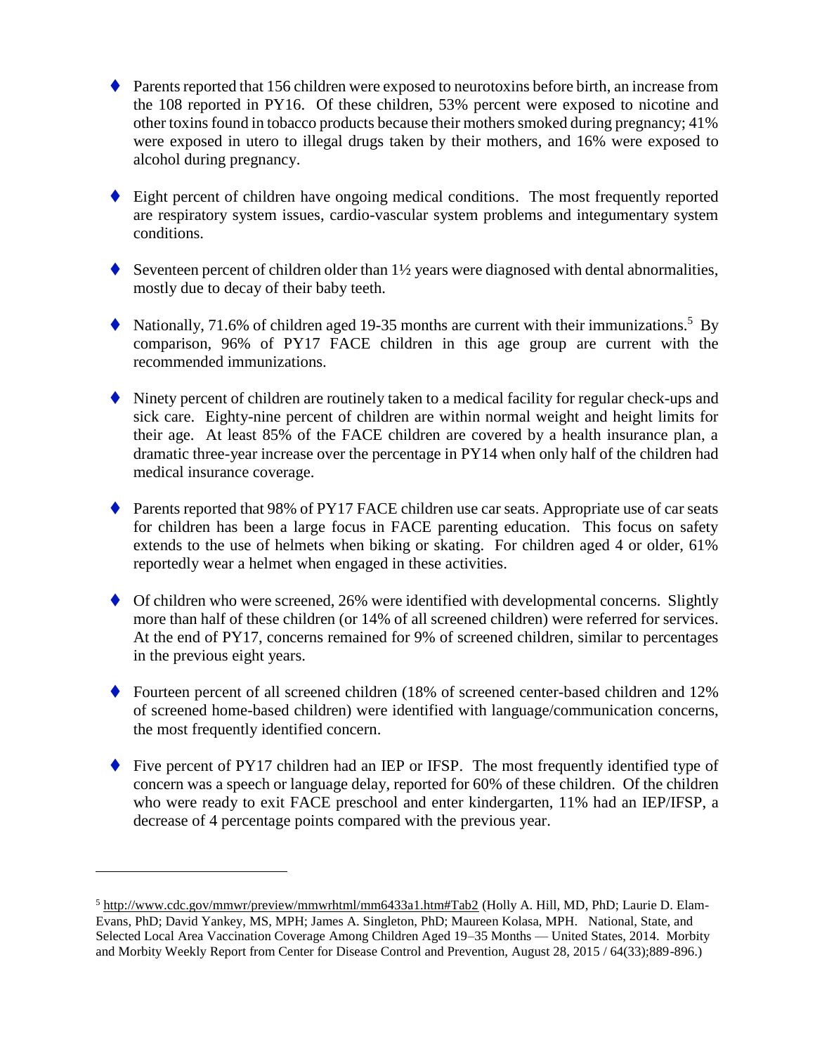- Parents reported that 156 children were exposed to neurotoxins before birth, an increase from the 108 reported in PY16. Of these children, 53% percent were exposed to nicotine and other toxins found in tobacco products because their mothers smoked during pregnancy; 41% were exposed in utero to illegal drugs taken by their mothers, and 16% were exposed to alcohol during pregnancy.

- Eight percent of children have ongoing medical conditions. The most frequently reported are respiratory system issues, cardio-vascular system problems and integumentary system conditions.

- Seventeen percent of children older than 1½ years were diagnosed with dental abnormalities, mostly due to decay of their baby teeth.

- Nationally, 71.6% of children aged 19-35 months are current with their immunizations.[5] By comparison, 96% of PY17 FACE children in this age group are current with the recommended immunizations.

- Ninety percent of children are routinely taken to a medical facility for regular check-ups and sick care. Eighty-nine percent of children are within normal weight and height limits for their age. At least 85% of the FACE children are covered by a health insurance plan, a dramatic three-year increase over the percentage in PY14 when only half of the children had medical insurance coverage.

- Parents reported that 98% of PY17 FACE children use car seats. Appropriate use of car seats for children has been a large focus in FACE parenting education. This focus on safety extends to the use of helmets when biking or skating. For children aged 4 or older, 61% reportedly wear a helmet when engaged in these activities.

- Of children who were screened, 26% were identified with developmental concerns. Slightly more than half of these children (or 14% of all screened children) were referred for services. At the end of PY17, concerns remained for 9% of screened children, similar to percentages in the previous eight years.

- Fourteen percent of all screened children (18% of screened center-based children and 12% of screened home-based children) were identified with language/communication concerns, the most frequently identified concern.

- Five percent of PY17 children had an IEP or IFSP. The most frequently identified type of concern was a speech or language delay, reported for 60% of these children. Of the children who were ready to exit FACE preschool and enter kindergarten, 11% had an IEP/IFSP, a decrease of 4 percentage points compared with the previous year.

---

[5] http://www.cdc.gov/mmwr/preview/mmwrhtml/mm6433a1.htm#Tab2 (Holly A. Hill, MD, PhD; Laurie D. Elam-Evans, PhD; David Yankey, MS, MPH; James A. Singleton, PhD; Maureen Kolasa, MPH. National, State, and Selected Local Area Vaccination Coverage Among Children Aged 19–35 Months — United States, 2014. Morbity and Morbity Weekly Report from Center for Disease Control and Prevention, August 28, 2015 / 64(33);889-896.)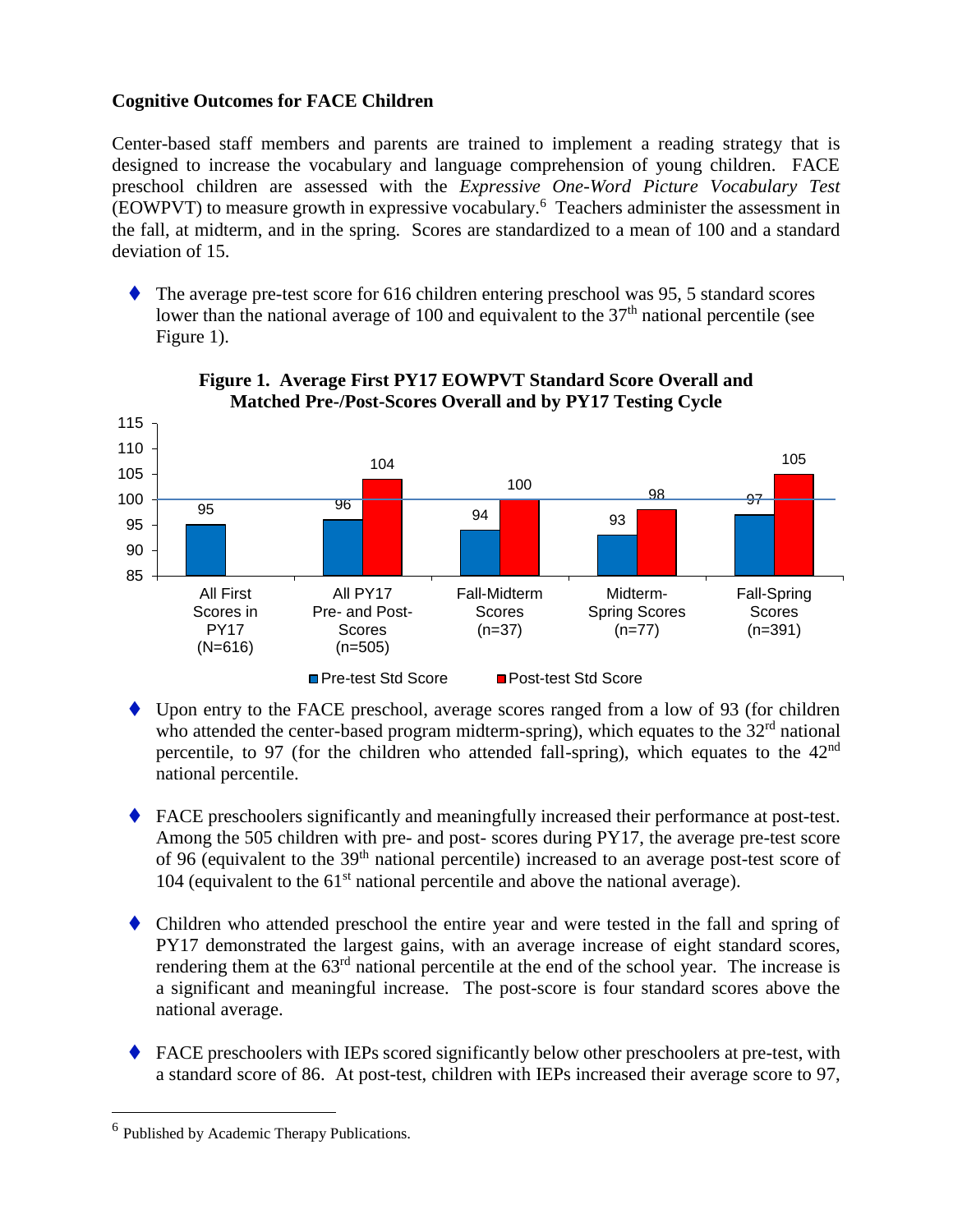**Cognitive Outcomes for FACE Children**

Center-based staff members and parents are trained to implement a reading strategy that is designed to increase the vocabulary and language comprehension of young children. FACE preschool children are assessed with the *Expressive One-Word Picture Vocabulary Test* (EOWPVT) to measure growth in expressive vocabulary.[6] Teachers administer the assessment in the fall, at midterm, and in the spring. Scores are standardized to a mean of 100 and a standard deviation of 15.

- The average pre-test score for 616 children entering preschool was 95, 5 standard scores lower than the national average of 100 and equivalent to the 37th national percentile (see Figure 1).

**Figure 1. Average First PY17 EOWPVT Standard Score Overall and Matched Pre-/Post-Scores Overall and by PY17 Testing Cycle**

| | Pre-test Std Score | Post-test Std Score |
|---|---|---|
| All First Scores in PY17 (N=616) | 95 | |
| All PY17 Pre- and Post-Scores (n=505) | 96 | 104 |
| Fall-Midterm Scores (n=37) | 94 | 100 |
| Midterm-Spring Scores (n=77) | 93 | 98 |
| Fall-Spring Scores (n=391) | 97 | 105 |

- Upon entry to the FACE preschool, average scores ranged from a low of 93 (for children who attended the center-based program midterm-spring), which equates to the 32rd national percentile, to 97 (for the children who attended fall-spring), which equates to the 42nd national percentile.

- FACE preschoolers significantly and meaningfully increased their performance at post-test. Among the 505 children with pre- and post- scores during PY17, the average pre-test score of 96 (equivalent to the 39th national percentile) increased to an average post-test score of 104 (equivalent to the 61st national percentile and above the national average).

- Children who attended preschool the entire year and were tested in the fall and spring of PY17 demonstrated the largest gains, with an average increase of eight standard scores, rendering them at the 63rd national percentile at the end of the school year. The increase is a significant and meaningful increase. The post-score is four standard scores above the national average.

- FACE preschoolers with IEPs scored significantly below other preschoolers at pre-test, with a standard score of 86. At post-test, children with IEPs increased their average score to 97,

[6] Published by Academic Therapy Publications.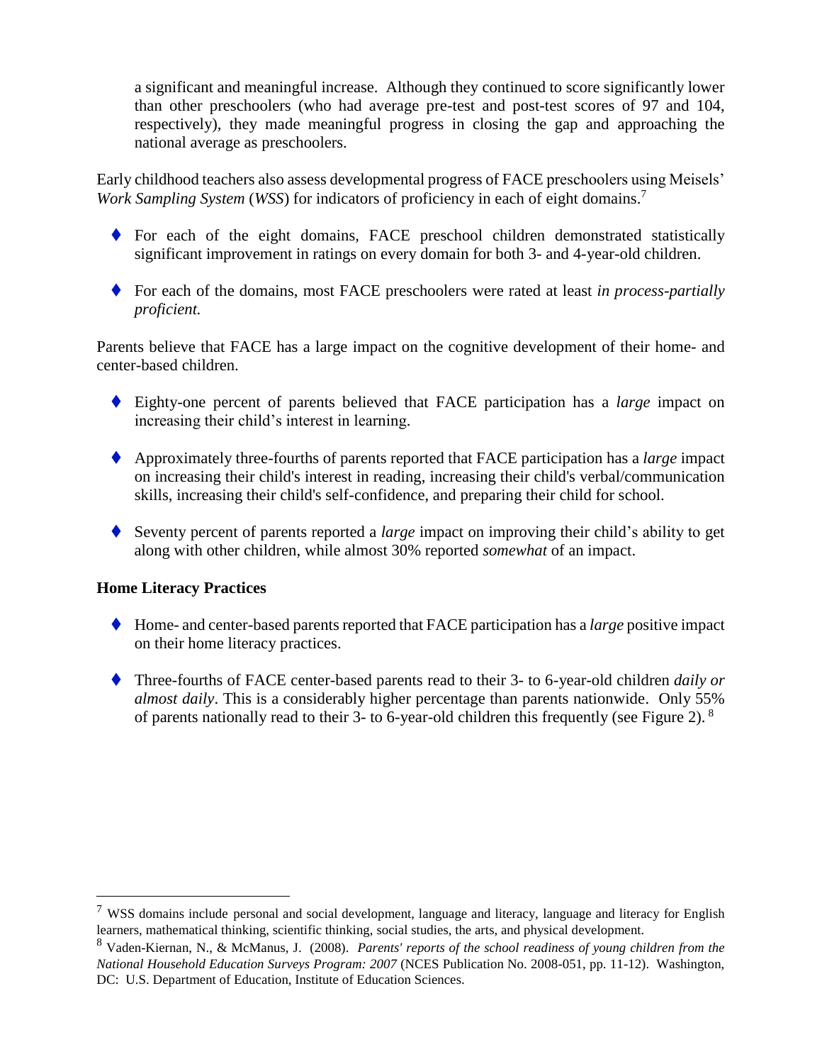a significant and meaningful increase. Although they continued to score significantly lower than other preschoolers (who had average pre-test and post-test scores of 97 and 104, respectively), they made meaningful progress in closing the gap and approaching the national average as preschoolers.

Early childhood teachers also assess developmental progress of FACE preschoolers using Meisels' *Work Sampling System* (*WSS*) for indicators of proficiency in each of eight domains.[7]

- For each of the eight domains, FACE preschool children demonstrated statistically significant improvement in ratings on every domain for both 3- and 4-year-old children.
- For each of the domains, most FACE preschoolers were rated at least *in process-partially proficient.*

Parents believe that FACE has a large impact on the cognitive development of their home- and center-based children.

- Eighty-one percent of parents believed that FACE participation has a *large* impact on increasing their child's interest in learning.
- Approximately three-fourths of parents reported that FACE participation has a *large* impact on increasing their child's interest in reading, increasing their child's verbal/communication skills, increasing their child's self-confidence, and preparing their child for school.
- Seventy percent of parents reported a *large* impact on improving their child's ability to get along with other children, while almost 30% reported *somewhat* of an impact.

**Home Literacy Practices**

- Home- and center-based parents reported that FACE participation has a *large* positive impact on their home literacy practices.
- Three-fourths of FACE center-based parents read to their 3- to 6-year-old children *daily or almost daily*. This is a considerably higher percentage than parents nationwide. Only 55% of parents nationally read to their 3- to 6-year-old children this frequently (see Figure 2).[8]

---

[7] WSS domains include personal and social development, language and literacy, language and literacy for English learners, mathematical thinking, scientific thinking, social studies, the arts, and physical development.

[8] Vaden-Kiernan, N., & McManus, J. (2008). *Parents' reports of the school readiness of young children from the National Household Education Surveys Program: 2007* (NCES Publication No. 2008-051, pp. 11-12). Washington, DC: U.S. Department of Education, Institute of Education Sciences.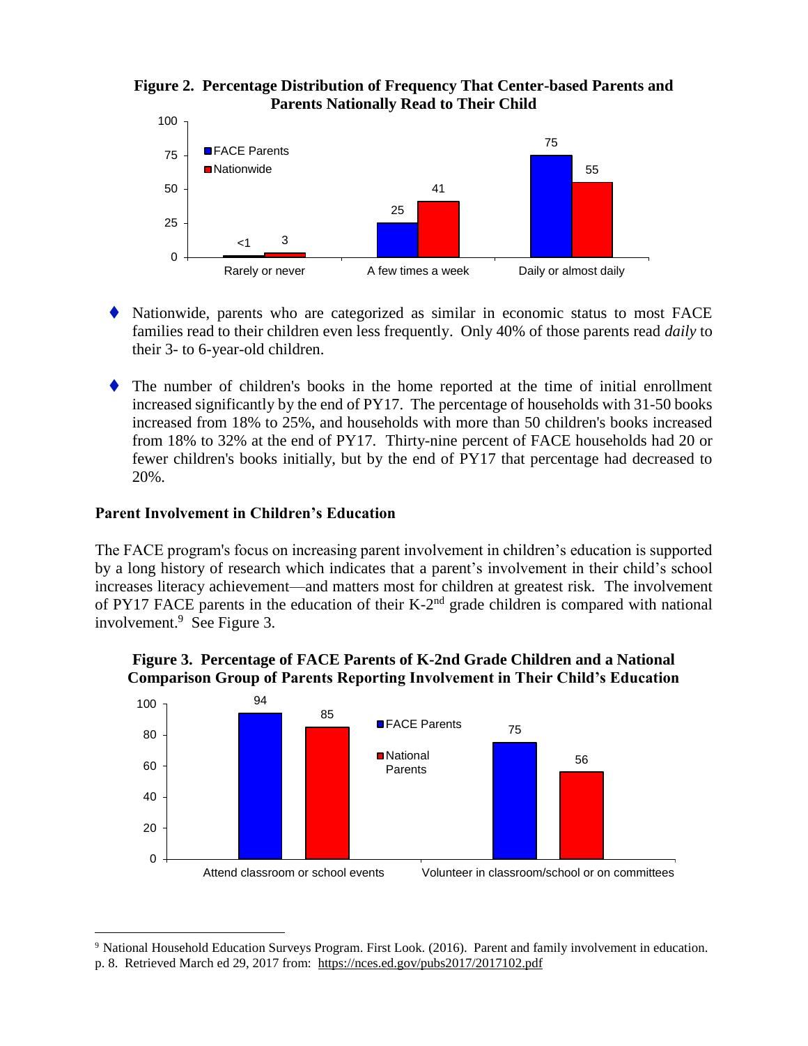**Figure 2. Percentage Distribution of Frequency That Center-based Parents and Parents Nationally Read to Their Child**

| | FACE Parents | Nationwide |
|---|---|---|
| Rarely or never | <1 | 3 |
| A few times a week | 25 | 41 |
| Daily or almost daily | 75 | 55 |

- Nationwide, parents who are categorized as similar in economic status to most FACE families read to their children even less frequently. Only 40% of those parents read *daily* to their 3- to 6-year-old children.

- The number of children's books in the home reported at the time of initial enrollment increased significantly by the end of PY17. The percentage of households with 31-50 books increased from 18% to 25%, and households with more than 50 children's books increased from 18% to 32% at the end of PY17. Thirty-nine percent of FACE households had 20 or fewer children's books initially, but by the end of PY17 that percentage had decreased to 20%.

## Parent Involvement in Children's Education

The FACE program's focus on increasing parent involvement in children's education is supported by a long history of research which indicates that a parent's involvement in their child's school increases literacy achievement—and matters most for children at greatest risk. The involvement of PY17 FACE parents in the education of their K-2nd grade children is compared with national involvement.[9] See Figure 3.

**Figure 3. Percentage of FACE Parents of K-2nd Grade Children and a National Comparison Group of Parents Reporting Involvement in Their Child's Education**

| | FACE Parents | National Parents |
|---|---|---|
| Attend classroom or school events | 94 | 85 |
| Volunteer in classroom/school or on committees | 75 | 56 |

[9] National Household Education Surveys Program. First Look. (2016). Parent and family involvement in education. p. 8. Retrieved March ed 29, 2017 from: https://nces.ed.gov/pubs2017/2017102.pdf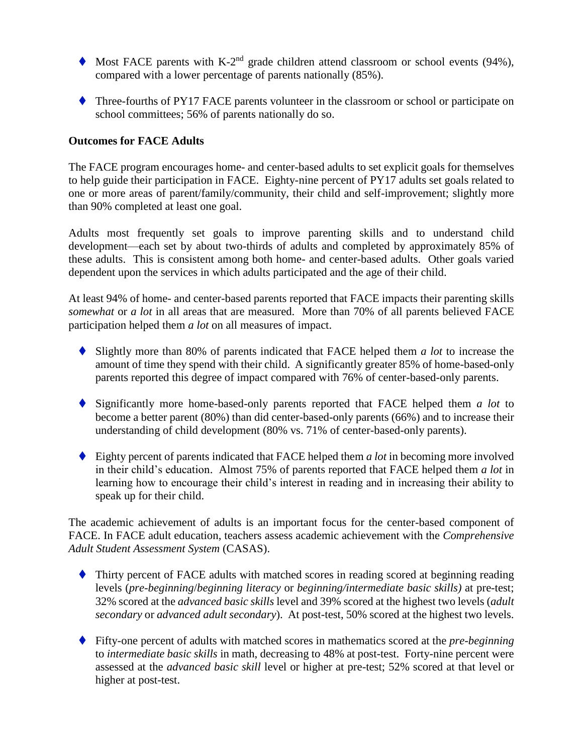- Most FACE parents with K-2nd grade children attend classroom or school events (94%), compared with a lower percentage of parents nationally (85%).

- Three-fourths of PY17 FACE parents volunteer in the classroom or school or participate on school committees; 56% of parents nationally do so.

**Outcomes for FACE Adults**

The FACE program encourages home- and center-based adults to set explicit goals for themselves to help guide their participation in FACE. Eighty-nine percent of PY17 adults set goals related to one or more areas of parent/family/community, their child and self-improvement; slightly more than 90% completed at least one goal.

Adults most frequently set goals to improve parenting skills and to understand child development—each set by about two-thirds of adults and completed by approximately 85% of these adults. This is consistent among both home- and center-based adults. Other goals varied dependent upon the services in which adults participated and the age of their child.

At least 94% of home- and center-based parents reported that FACE impacts their parenting skills *somewhat* or *a lot* in all areas that are measured. More than 70% of all parents believed FACE participation helped them *a lot* on all measures of impact.

- Slightly more than 80% of parents indicated that FACE helped them *a lot* to increase the amount of time they spend with their child. A significantly greater 85% of home-based-only parents reported this degree of impact compared with 76% of center-based-only parents.

- Significantly more home-based-only parents reported that FACE helped them *a lot* to become a better parent (80%) than did center-based-only parents (66%) and to increase their understanding of child development (80% vs. 71% of center-based-only parents).

- Eighty percent of parents indicated that FACE helped them *a lot* in becoming more involved in their child's education. Almost 75% of parents reported that FACE helped them *a lot* in learning how to encourage their child's interest in reading and in increasing their ability to speak up for their child.

The academic achievement of adults is an important focus for the center-based component of FACE. In FACE adult education, teachers assess academic achievement with the *Comprehensive Adult Student Assessment System* (CASAS).

- Thirty percent of FACE adults with matched scores in reading scored at beginning reading levels (*pre-beginning*/*beginning literacy* or *beginning/intermediate basic skills)* at pre-test; 32% scored at the *advanced basic skills* level and 39% scored at the highest two levels (*adult secondary* or *advanced adult secondary*). At post-test, 50% scored at the highest two levels.

- Fifty-one percent of adults with matched scores in mathematics scored at the *pre-beginning* to *intermediate basic skills* in math, decreasing to 48% at post-test. Forty-nine percent were assessed at the *advanced basic skill* level or higher at pre-test; 52% scored at that level or higher at post-test.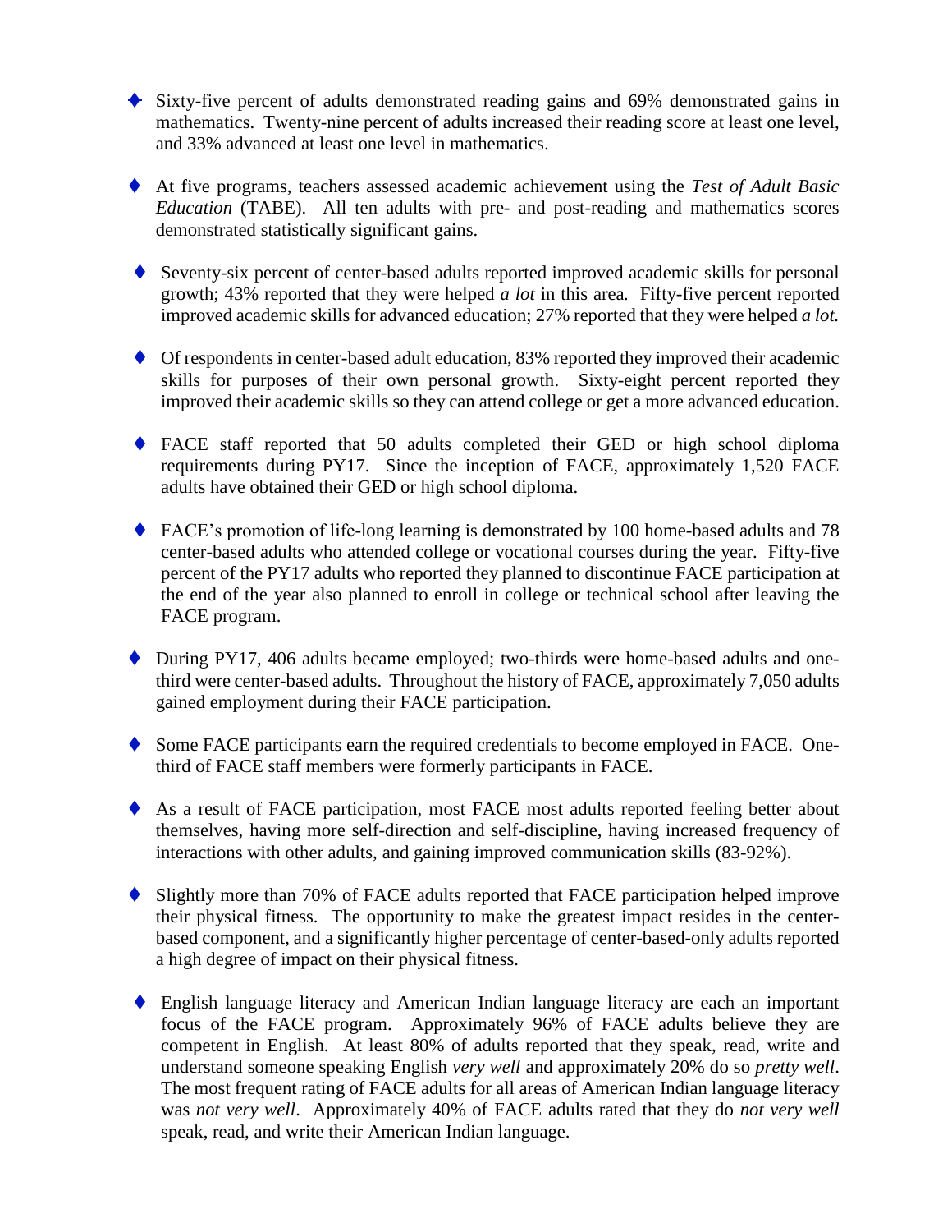- Sixty-five percent of adults demonstrated reading gains and 69% demonstrated gains in mathematics. Twenty-nine percent of adults increased their reading score at least one level, and 33% advanced at least one level in mathematics.

- At five programs, teachers assessed academic achievement using the *Test of Adult Basic Education* (TABE). All ten adults with pre- and post-reading and mathematics scores demonstrated statistically significant gains.

- Seventy-six percent of center-based adults reported improved academic skills for personal growth; 43% reported that they were helped *a lot* in this area. Fifty-five percent reported improved academic skills for advanced education; 27% reported that they were helped *a lot.*

- Of respondents in center-based adult education, 83% reported they improved their academic skills for purposes of their own personal growth. Sixty-eight percent reported they improved their academic skills so they can attend college or get a more advanced education.

- FACE staff reported that 50 adults completed their GED or high school diploma requirements during PY17. Since the inception of FACE, approximately 1,520 FACE adults have obtained their GED or high school diploma.

- FACE's promotion of life-long learning is demonstrated by 100 home-based adults and 78 center-based adults who attended college or vocational courses during the year. Fifty-five percent of the PY17 adults who reported they planned to discontinue FACE participation at the end of the year also planned to enroll in college or technical school after leaving the FACE program.

- During PY17, 406 adults became employed; two-thirds were home-based adults and one-third were center-based adults. Throughout the history of FACE, approximately 7,050 adults gained employment during their FACE participation.

- Some FACE participants earn the required credentials to become employed in FACE. One-third of FACE staff members were formerly participants in FACE.

- As a result of FACE participation, most FACE most adults reported feeling better about themselves, having more self-direction and self-discipline, having increased frequency of interactions with other adults, and gaining improved communication skills (83-92%).

- Slightly more than 70% of FACE adults reported that FACE participation helped improve their physical fitness. The opportunity to make the greatest impact resides in the center-based component, and a significantly higher percentage of center-based-only adults reported a high degree of impact on their physical fitness.

- English language literacy and American Indian language literacy are each an important focus of the FACE program. Approximately 96% of FACE adults believe they are competent in English. At least 80% of adults reported that they speak, read, write and understand someone speaking English *very well* and approximately 20% do so *pretty well*. The most frequent rating of FACE adults for all areas of American Indian language literacy was *not very well*. Approximately 40% of FACE adults rated that they do *not very well* speak, read, and write their American Indian language.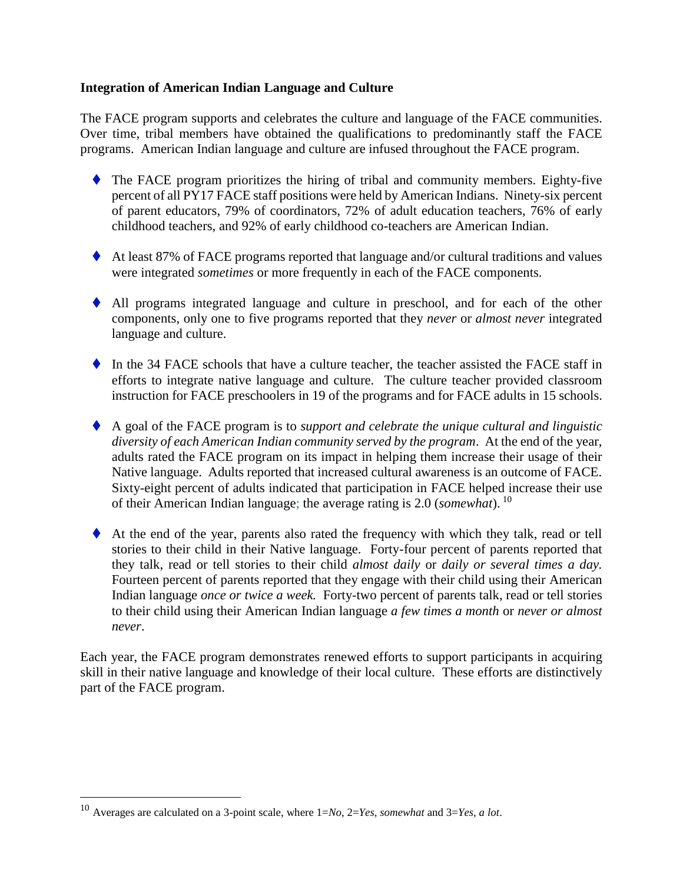**Integration of American Indian Language and Culture**

The FACE program supports and celebrates the culture and language of the FACE communities. Over time, tribal members have obtained the qualifications to predominantly staff the FACE programs. American Indian language and culture are infused throughout the FACE program.

- The FACE program prioritizes the hiring of tribal and community members. Eighty-five percent of all PY17 FACE staff positions were held by American Indians. Ninety-six percent of parent educators, 79% of coordinators, 72% of adult education teachers, 76% of early childhood teachers, and 92% of early childhood co-teachers are American Indian.

- At least 87% of FACE programs reported that language and/or cultural traditions and values were integrated *sometimes* or more frequently in each of the FACE components.

- All programs integrated language and culture in preschool, and for each of the other components, only one to five programs reported that they *never* or *almost never* integrated language and culture.

- In the 34 FACE schools that have a culture teacher, the teacher assisted the FACE staff in efforts to integrate native language and culture. The culture teacher provided classroom instruction for FACE preschoolers in 19 of the programs and for FACE adults in 15 schools.

- A goal of the FACE program is to *support and celebrate the unique cultural and linguistic diversity of each American Indian community served by the program*. At the end of the year, adults rated the FACE program on its impact in helping them increase their usage of their Native language. Adults reported that increased cultural awareness is an outcome of FACE. Sixty-eight percent of adults indicated that participation in FACE helped increase their use of their American Indian language; the average rating is 2.0 (*somewhat*). [10]

- At the end of the year, parents also rated the frequency with which they talk, read or tell stories to their child in their Native language. Forty-four percent of parents reported that they talk, read or tell stories to their child *almost daily* or *daily or several times a day.* Fourteen percent of parents reported that they engage with their child using their American Indian language *once or twice a week.* Forty-two percent of parents talk, read or tell stories to their child using their American Indian language *a few times a month* or *never or almost never*.

Each year, the FACE program demonstrates renewed efforts to support participants in acquiring skill in their native language and knowledge of their local culture. These efforts are distinctively part of the FACE program.

---

[10] Averages are calculated on a 3-point scale, where 1=*No*, 2=*Yes, somewhat* and 3=*Yes, a lot*.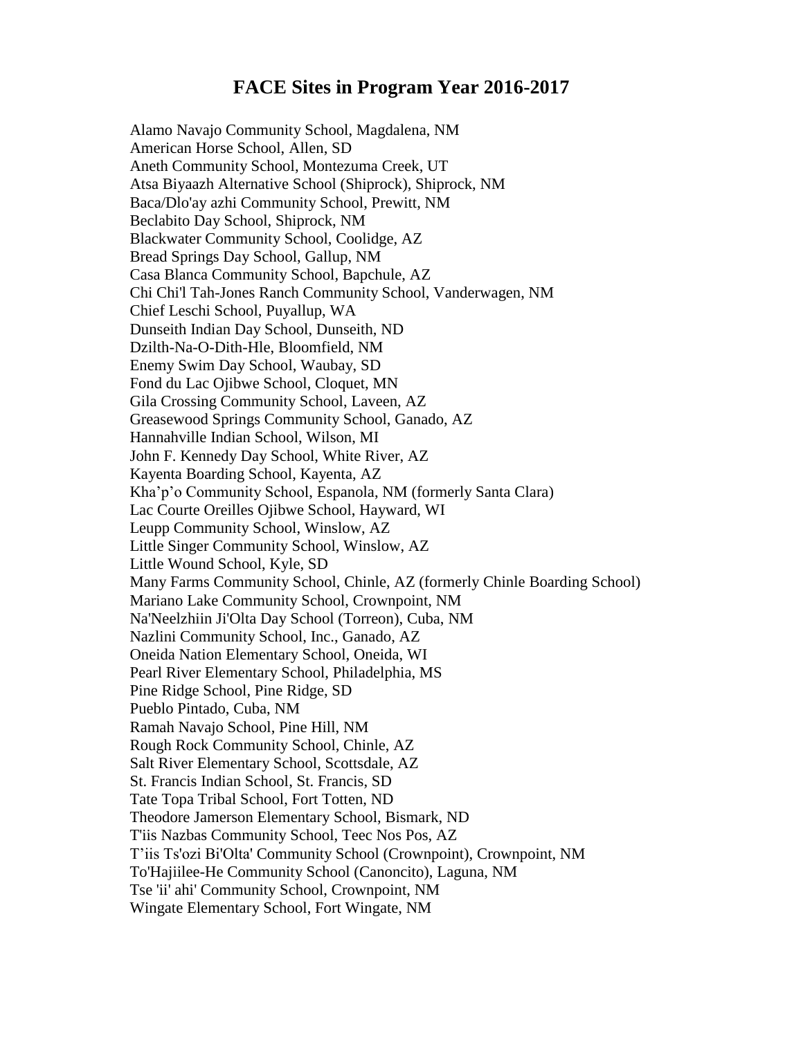# FACE Sites in Program Year 2016-2017

Alamo Navajo Community School, Magdalena, NM
American Horse School, Allen, SD
Aneth Community School, Montezuma Creek, UT
Atsa Biyaazh Alternative School (Shiprock), Shiprock, NM
Baca/Dlo'ay azhi Community School, Prewitt, NM
Beclabito Day School, Shiprock, NM
Blackwater Community School, Coolidge, AZ
Bread Springs Day School, Gallup, NM
Casa Blanca Community School, Bapchule, AZ
Chi Chi'l Tah-Jones Ranch Community School, Vanderwagen, NM
Chief Leschi School, Puyallup, WA
Dunseith Indian Day School, Dunseith, ND
Dzilth-Na-O-Dith-Hle, Bloomfield, NM
Enemy Swim Day School, Waubay, SD
Fond du Lac Ojibwe School, Cloquet, MN
Gila Crossing Community School, Laveen, AZ
Greasewood Springs Community School, Ganado, AZ
Hannahville Indian School, Wilson, MI
John F. Kennedy Day School, White River, AZ
Kayenta Boarding School, Kayenta, AZ
Kha'p'o Community School, Espanola, NM (formerly Santa Clara)
Lac Courte Oreilles Ojibwe School, Hayward, WI
Leupp Community School, Winslow, AZ
Little Singer Community School, Winslow, AZ
Little Wound School, Kyle, SD
Many Farms Community School, Chinle, AZ (formerly Chinle Boarding School)
Mariano Lake Community School, Crownpoint, NM
Na'Neelzhiin Ji'Olta Day School (Torreon), Cuba, NM
Nazlini Community School, Inc., Ganado, AZ
Oneida Nation Elementary School, Oneida, WI
Pearl River Elementary School, Philadelphia, MS
Pine Ridge School, Pine Ridge, SD
Pueblo Pintado, Cuba, NM
Ramah Navajo School, Pine Hill, NM
Rough Rock Community School, Chinle, AZ
Salt River Elementary School, Scottsdale, AZ
St. Francis Indian School, St. Francis, SD
Tate Topa Tribal School, Fort Totten, ND
Theodore Jamerson Elementary School, Bismark, ND
T'iis Nazbas Community School, Teec Nos Pos, AZ
T'iis Ts'ozi Bi'Olta' Community School (Crownpoint), Crownpoint, NM
To'Hajiilee-He Community School (Canoncito), Laguna, NM
Tse 'ii' ahi' Community School, Crownpoint, NM
Wingate Elementary School, Fort Wingate, NM